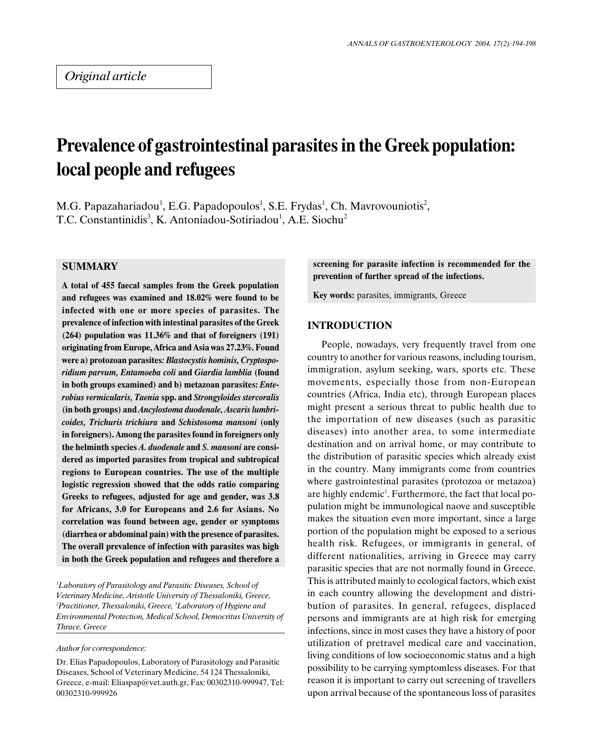*Original article*

# Prevalence of gastrointestinal parasites in the Greek population: local people and refugees

M.G. Papazahariadou[1], E.G. Papadopoulos[1], S.E. Frydas[1], Ch. Mavrovouniotis[2], T.C. Constantinidis[3], K. Antoniadou-Sotiriadou[1], A.E. Siochu[2]

## SUMMARY

**A total of 455 faecal samples from the Greek population and refugees was examined and 18.02% were found to be infected with one or more species of parasites. The prevalence of infection with intestinal parasites of the Greek (264) population was 11.36% and that of foreigners (191) originating from Europe, Africa and Asia was 27.23%. Found were a) protozoan parasites*: Blastocystis hominis, Cryptosporidium parvum, Entamoeba coli* and *Giardia lamblia* (found in both groups examined) and b) metazoan parasites: *Enterobius vermicularis, Taenia* spp. and *Strongyloides stercoralis* (in both groups) and *Ancylostoma duodenale, Ascaris lumbricoides, Trichuris trichiura* and *Schistosoma mansoni* (only in foreigners). Among the parasites found in foreigners only the helminth species *A. duodenale* and *S. mansoni* are considered as imported parasites from tropical and subtropical regions to European countries. The use of the multiple logistic regression showed that the odds ratio comparing Greeks to refugees, adjusted for age and gender, was 3.8 for Africans, 3.0 for Europeans and 2.6 for Asians. No correlation was found between age, gender or symptoms (diarrhea or abdominal pain) with the presence of parasites. The overall prevalence of infection with parasites was high in both the Greek population and refugees and therefore a screening for parasite infection is recommended for the prevention of further spread of the infections.**

**Key words:** parasites, immigrants, Greece

*[1]Laboratory of Parasitology and Parasitic Diseases, School of Veterinary Medicine, Aristotle University of Thessaloniki, Greece, [2]Practitioner, Thessaloniki, Greece, [3]Laboratory of Hygiene and Environmental Protection, Medical School, Democritus University of Thrace, Greece*

*Author for correspondence:*

Dr. Elias Papadopoulos, Laboratory of Parasitology and Parasitic Diseases, School of Veterinary Medicine, 54 124 Thessaloniki, Greece, e-mail: Eliaspap@vet.auth.gr, Fax: 00302310-999947, Tel: 00302310-999926

## INTRODUCTION

People, nowadays, very frequently travel from one country to another for various reasons, including tourism, immigration, asylum seeking, wars, sports etc. These movements, especially those from non-European countries (Africa, India etc), through European places might present a serious threat to public health due to the importation of new diseases (such as parasitic diseases) into another area, to some intermediate destination and on arrival home, or may contribute to the distribution of parasitic species which already exist in the country. Many immigrants come from countries where gastrointestinal parasites (protozoa or metazoa) are highly endemic[1]. Furthermore, the fact that local population might be immunological naove and susceptible makes the situation even more important, since a large portion of the population might be exposed to a serious health risk. Refugees, or immigrants in general, of different nationalities, arriving in Greece may carry parasitic species that are not normally found in Greece. This is attributed mainly to ecological factors, which exist in each country allowing the development and distribution of parasites. In general, refugees, displaced persons and immigrants are at high risk for emerging infections, since in most cases they have a history of poor utilization of pretravel medical care and vaccination, living conditions of low socioeconomic status and a high possibility to be carrying symptomless diseases. For that reason it is important to carry out screening of travellers upon arrival because of the spontaneous loss of parasites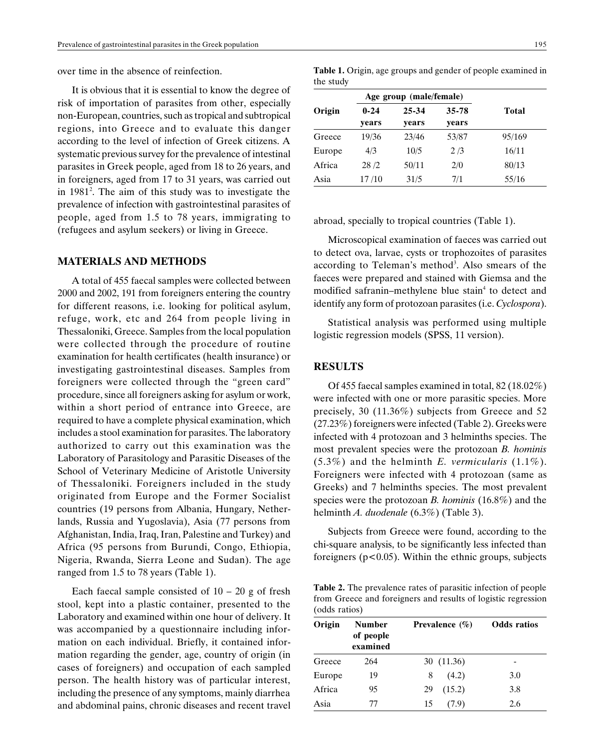over time in the absence of reinfection.

It is obvious that it is essential to know the degree of risk of importation of parasites from other, especially non-European, countries, such as tropical and subtropical regions, into Greece and to evaluate this danger according to the level of infection of Greek citizens. A systematic previous survey for the prevalence of intestinal parasites in Greek people, aged from 18 to 26 years, and in foreigners, aged from 17 to 31 years, was carried out in 1981[2]. The aim of this study was to investigate the prevalence of infection with gastrointestinal parasites of people, aged from 1.5 to 78 years, immigrating to (refugees and asylum seekers) or living in Greece.

## MATERIALS AND METHODS

A total of 455 faecal samples were collected between 2000 and 2002, 191 from foreigners entering the country for different reasons, i.e. looking for political asylum, refuge, work, etc and 264 from people living in Thessaloniki, Greece. Samples from the local population were collected through the procedure of routine examination for health certificates (health insurance) or investigating gastrointestinal diseases. Samples from foreigners were collected through the "green card" procedure, since all foreigners asking for asylum or work, within a short period of entrance into Greece, are required to have a complete physical examination, which includes a stool examination for parasites. The laboratory authorized to carry out this examination was the Laboratory of Parasitology and Parasitic Diseases of the School of Veterinary Medicine of Aristotle University of Thessaloniki. Foreigners included in the study originated from Europe and the Former Socialist countries (19 persons from Albania, Hungary, Netherlands, Russia and Yugoslavia), Asia (77 persons from Afghanistan, India, Iraq, Iran, Palestine and Turkey) and Africa (95 persons from Burundi, Congo, Ethiopia, Nigeria, Rwanda, Sierra Leone and Sudan). The age ranged from 1.5 to 78 years (Table 1).

Each faecal sample consisted of 10 – 20 g of fresh stool, kept into a plastic container, presented to the Laboratory and examined within one hour of delivery. It was accompanied by a questionnaire including information on each individual. Briefly, it contained information regarding the gender, age, country of origin (in cases of foreigners) and occupation of each sampled person. The health history was of particular interest, including the presence of any symptoms, mainly diarrhea and abdominal pains, chronic diseases and recent travel abroad, specially to tropical countries (Table 1).

**Table 1.** Origin, age groups and gender of people examined in the study

| Origin | Age group (male/female) | | | Total |
|---|---|---|---|---|
| | 0-24 years | 25-34 years | 35-78 years | |
| Greece | 19/36 | 23/46 | 53/87 | 95/169 |
| Europe | 4/3 | 10/5 | 2 /3 | 16/11 |
| Africa | 28 /2 | 50/11 | 2/0 | 80/13 |
| Asia | 17 /10 | 31/5 | 7/1 | 55/16 |

Microscopical examination of faeces was carried out to detect ova, larvae, cysts or trophozoites of parasites according to Teleman's method[3]. Also smears of the faeces were prepared and stained with Giemsa and the modified safranin–methylene blue stain[4] to detect and identify any form of protozoan parasites (i.e. *Cyclospora*).

Statistical analysis was performed using multiple logistic regression models (SPSS, 11 version).

## RESULTS

Of 455 faecal samples examined in total, 82 (18.02%) were infected with one or more parasitic species. More precisely, 30 (11.36%) subjects from Greece and 52 (27.23%) foreigners were infected (Table 2). Greeks were infected with 4 protozoan and 3 helminths species. The most prevalent species were the protozoan *B. hominis* (5.3%) and the helminth *E. vermicularis* (1.1%). Foreigners were infected with 4 protozoan (same as Greeks) and 7 helminths species. The most prevalent species were the protozoan *B. hominis* (16.8%) and the helminth *A. duodenale* (6.3%) (Table 3).

Subjects from Greece were found, according to the chi-square analysis, to be significantly less infected than foreigners ($p<0.05$). Within the ethnic groups, subjects

**Table 2.** The prevalence rates of parasitic infection of people from Greece and foreigners and results of logistic regression (odds ratios)

| Origin | Number of people examined | Prevalence (%) | Odds ratios |
|---|---|---|---|
| Greece | 264 | 30 (11.36) | - |
| Europe | 19 | 8 (4.2) | 3.0 |
| Africa | 95 | 29 (15.2) | 3.8 |
| Asia | 77 | 15 (7.9) | 2.6 |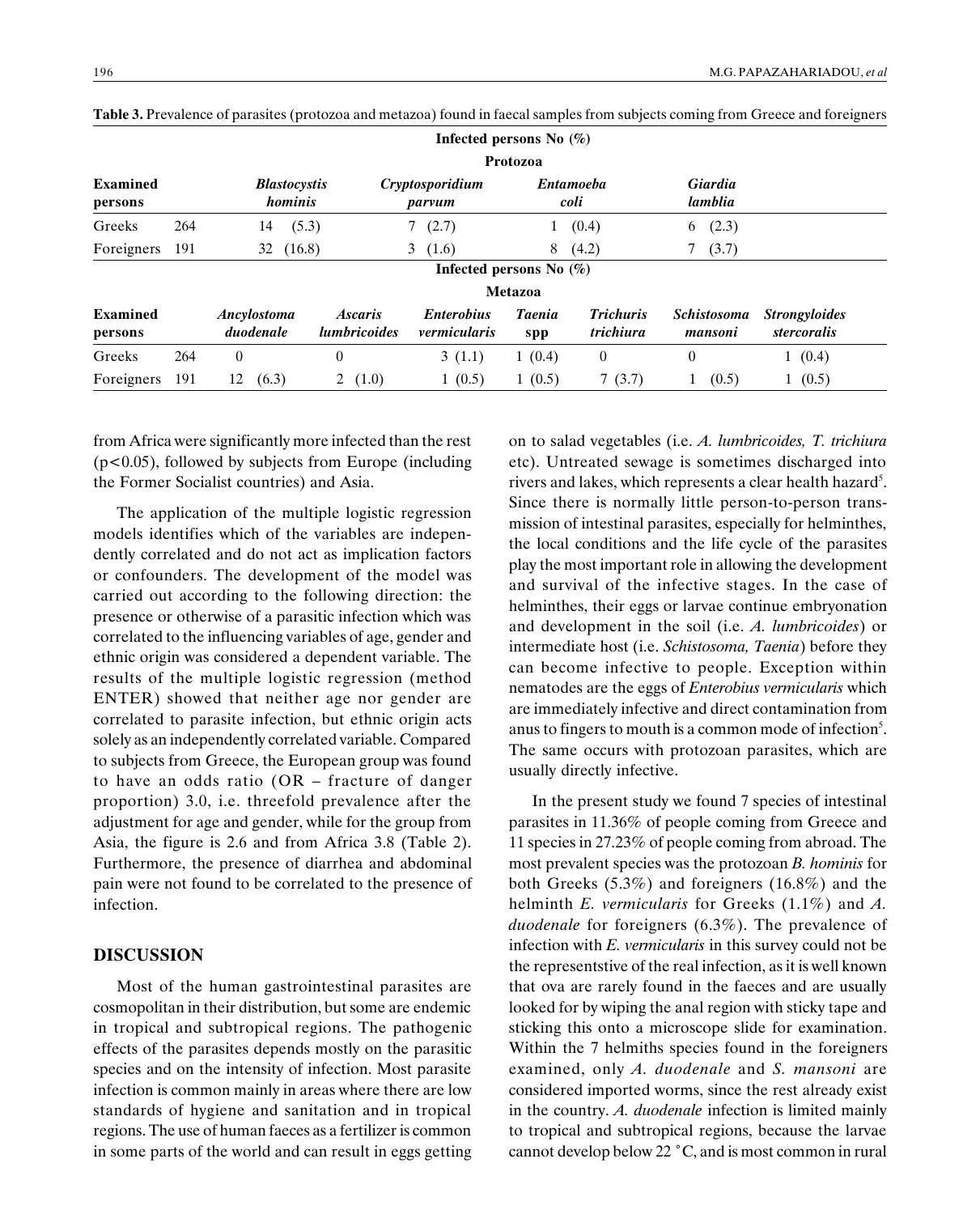**Table 3.** Prevalence of parasites (protozoa and metazoa) found in faecal samples from subjects coming from Greece and foreigners

| Examined persons | | Infected persons No (%) Protozoa | | | |
|---|---|---|---|---|---|
| | | *Blastocystis hominis* | *Cryptosporidium parvum* | *Entamoeba coli* | *Giardia lamblia* |
| Greeks | 264 | 14 (5.3) | 7 (2.7) | 1 (0.4) | 6 (2.3) |
| Foreigners | 191 | 32 (16.8) | 3 (1.6) | 8 (4.2) | 7 (3.7) |

| Examined persons | | Infected persons No (%) Metazoa | | | | | | |
|---|---|---|---|---|---|---|---|---|
| | | *Ancylostoma duodenale* | *Ascaris lumbricoides* | *Enterobius vermicularis* | *Taenia* spp | *Trichuris trichiura* | *Schistosoma mansoni* | *Strongyloides stercoralis* |
| Greeks | 264 | 0 | 0 | 3 (1.1) | 1 (0.4) | 0 | 0 | 1 (0.4) |
| Foreigners | 191 | 12 (6.3) | 2 (1.0) | 1 (0.5) | 1 (0.5) | 7 (3.7) | 1 (0.5) | 1 (0.5) |

from Africa were significantly more infected than the rest ($p<0.05$), followed by subjects from Europe (including the Former Socialist countries) and Asia.

The application of the multiple logistic regression models identifies which of the variables are independently correlated and do not act as implication factors or confounders. The development of the model was carried out according to the following direction: the presence or otherwise of a parasitic infection which was correlated to the influencing variables of age, gender and ethnic origin was considered a dependent variable. The results of the multiple logistic regression (method ENTER) showed that neither age nor gender are correlated to parasite infection, but ethnic origin acts solely as an independently correlated variable. Compared to subjects from Greece, the European group was found to have an odds ratio (OR – fracture of danger proportion) 3.0, i.e. threefold prevalence after the adjustment for age and gender, while for the group from Asia, the figure is 2.6 and from Africa 3.8 (Table 2). Furthermore, the presence of diarrhea and abdominal pain were not found to be correlated to the presence of infection.

## DISCUSSION

Most of the human gastrointestinal parasites are cosmopolitan in their distribution, but some are endemic in tropical and subtropical regions. The pathogenic effects of the parasites depends mostly on the parasitic species and on the intensity of infection. Most parasite infection is common mainly in areas where there are low standards of hygiene and sanitation and in tropical regions. The use of human faeces as a fertilizer is common in some parts of the world and can result in eggs getting on to salad vegetables (i.e. *A. lumbricoides, T. trichiura* etc). Untreated sewage is sometimes discharged into rivers and lakes, which represents a clear health hazard[5]. Since there is normally little person-to-person transmission of intestinal parasites, especially for helminthes, the local conditions and the life cycle of the parasites play the most important role in allowing the development and survival of the infective stages. In the case of helminthes, their eggs or larvae continue embryonation and development in the soil (i.e. *A. lumbricoides*) or intermediate host (i.e. *Schistosoma, Taenia*) before they can become infective to people. Exception within nematodes are the eggs of *Enterobius vermicularis* which are immediately infective and direct contamination from anus to fingers to mouth is a common mode of infection[5]. The same occurs with protozoan parasites, which are usually directly infective.

In the present study we found 7 species of intestinal parasites in 11.36% of people coming from Greece and 11 species in 27.23% of people coming from abroad. The most prevalent species was the protozoan *B. hominis* for both Greeks (5.3%) and foreigners (16.8%) and the helminth *E. vermicularis* for Greeks (1.1%) and *A. duodenale* for foreigners (6.3%). The prevalence of infection with *E. vermicularis* in this survey could not be the representstive of the real infection, as it is well known that ova are rarely found in the faeces and are usually looked for by wiping the anal region with sticky tape and sticking this onto a microscope slide for examination. Within the 7 helmiths species found in the foreigners examined, only *A. duodenale* and *S. mansoni* are considered imported worms, since the rest already exist in the country. *A. duodenale* infection is limited mainly to tropical and subtropical regions, because the larvae cannot develop below 22 °C, and is most common in rural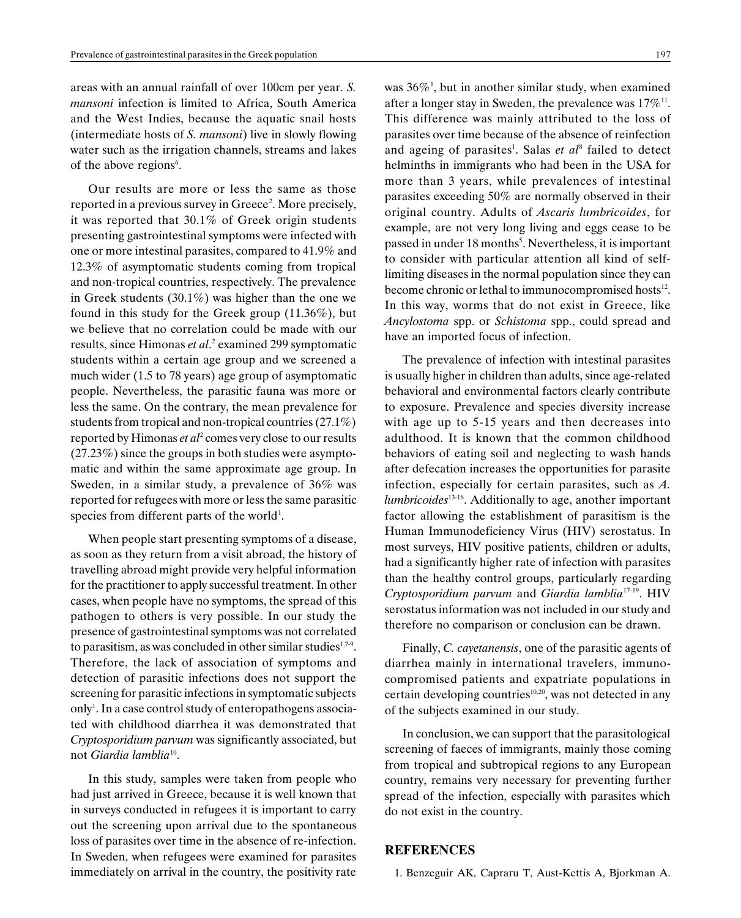areas with an annual rainfall of over 100cm per year. *S. mansoni* infection is limited to Africa, South America and the West Indies, because the aquatic snail hosts (intermediate hosts of *S. mansoni*) live in slowly flowing water such as the irrigation channels, streams and lakes of the above regions[6].

Our results are more or less the same as those reported in a previous survey in Greece[2]. More precisely, it was reported that 30.1% of Greek origin students presenting gastrointestinal symptoms were infected with one or more intestinal parasites, compared to 41.9% and 12.3% of asymptomatic students coming from tropical and non-tropical countries, respectively. The prevalence in Greek students (30.1%) was higher than the one we found in this study for the Greek group (11.36%), but we believe that no correlation could be made with our results, since Himonas *et al*.[2] examined 299 symptomatic students within a certain age group and we screened a much wider (1.5 to 78 years) age group of asymptomatic people. Nevertheless, the parasitic fauna was more or less the same. On the contrary, the mean prevalence for students from tropical and non-tropical countries (27.1%) reported by Himonas *et al*[2] comes very close to our results (27.23%) since the groups in both studies were asymptomatic and within the same approximate age group. In Sweden, in a similar study, a prevalence of 36% was reported for refugees with more or less the same parasitic species from different parts of the world[1].

When people start presenting symptoms of a disease, as soon as they return from a visit abroad, the history of travelling abroad might provide very helpful information for the practitioner to apply successful treatment. In other cases, when people have no symptoms, the spread of this pathogen to others is very possible. In our study the presence of gastrointestinal symptoms was not correlated to parasitism, as was concluded in other similar studies[1,7-9]. Therefore, the lack of association of symptoms and detection of parasitic infections does not support the screening for parasitic infections in symptomatic subjects only[1]. In a case control study of enteropathogens associated with childhood diarrhea it was demonstrated that *Cryptosporidium parvum* was significantly associated, but not *Giardia lamblia*[10].

In this study, samples were taken from people who had just arrived in Greece, because it is well known that in surveys conducted in refugees it is important to carry out the screening upon arrival due to the spontaneous loss of parasites over time in the absence of re-infection. In Sweden, when refugees were examined for parasites immediately on arrival in the country, the positivity rate was 36%[1], but in another similar study, when examined after a longer stay in Sweden, the prevalence was 17%[11]. This difference was mainly attributed to the loss of parasites over time because of the absence of reinfection and ageing of parasites[1]. Salas *et al*[8] failed to detect helminths in immigrants who had been in the USA for more than 3 years, while prevalences of intestinal parasites exceeding 50% are normally observed in their original country. Adults of *Ascaris lumbricoides*, for example, are not very long living and eggs cease to be passed in under 18 months[5]. Nevertheless, it is important to consider with particular attention all kind of self-limiting diseases in the normal population since they can become chronic or lethal to immunocompromised hosts[12]. In this way, worms that do not exist in Greece, like *Ancylostoma* spp. or *Schistoma* spp., could spread and have an imported focus of infection.

The prevalence of infection with intestinal parasites is usually higher in children than adults, since age-related behavioral and environmental factors clearly contribute to exposure. Prevalence and species diversity increase with age up to 5-15 years and then decreases into adulthood. It is known that the common childhood behaviors of eating soil and neglecting to wash hands after defecation increases the opportunities for parasite infection, especially for certain parasites, such as *A. lumbricoides*[13-16]. Additionally to age, another important factor allowing the establishment of parasitism is the Human Immunodeficiency Virus (HIV) serostatus. In most surveys, HIV positive patients, children or adults, had a significantly higher rate of infection with parasites than the healthy control groups, particularly regarding *Cryptosporidium parvum* and *Giardia lamblia*[17-19]. HIV serostatus information was not included in our study and therefore no comparison or conclusion can be drawn.

Finally, *C. cayetanensis*, one of the parasitic agents of diarrhea mainly in international travelers, immunocompromised patients and expatriate populations in certain developing countries[10,20], was not detected in any of the subjects examined in our study.

In conclusion, we can support that the parasitological screening of faeces of immigrants, mainly those coming from tropical and subtropical regions to any European country, remains very necessary for preventing further spread of the infection, especially with parasites which do not exist in the country.

## REFERENCES

1. Benzeguir AK, Capraru T, Aust-Kettis A, Bjorkman A.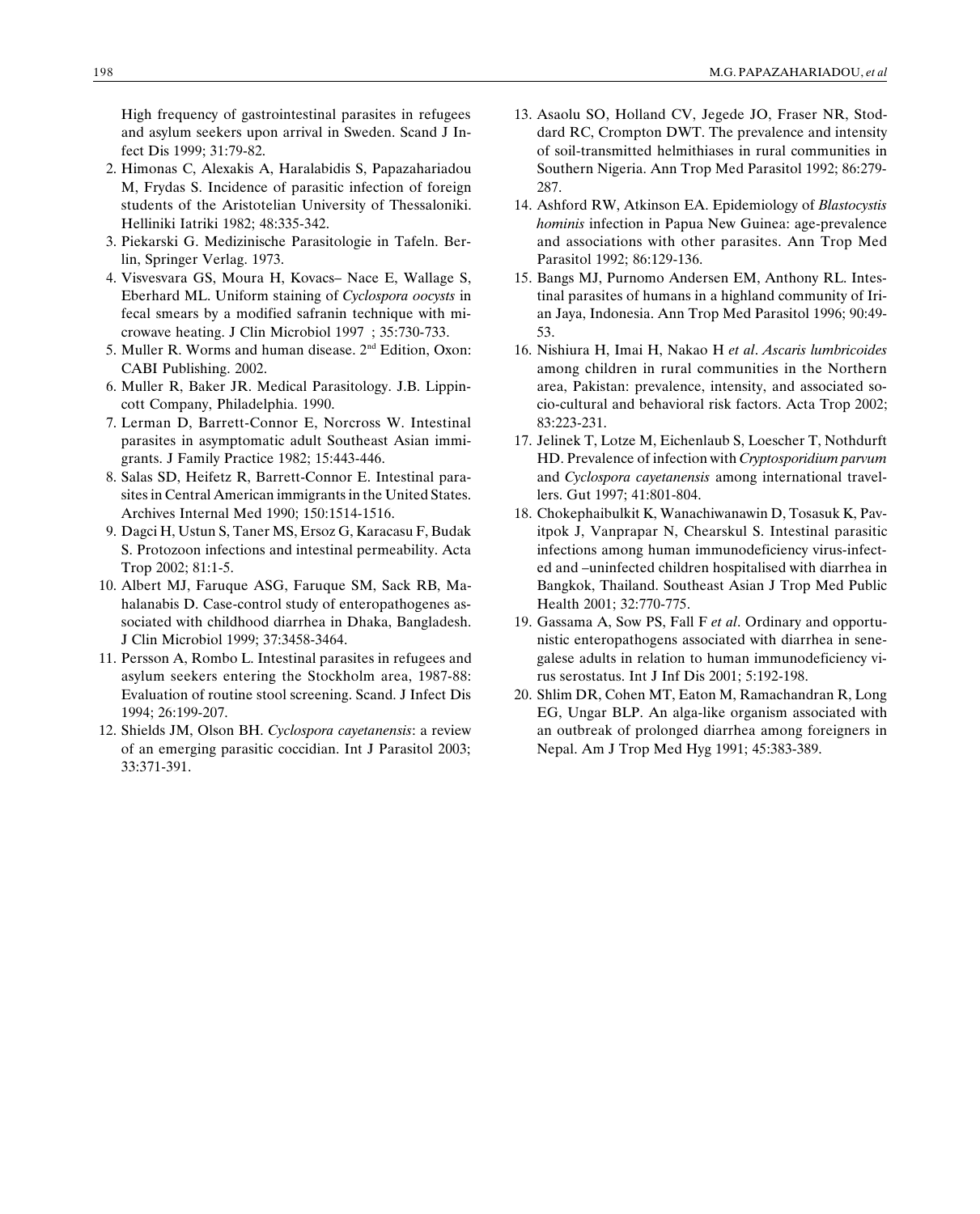High frequency of gastrointestinal parasites in refugees and asylum seekers upon arrival in Sweden. Scand J Infect Dis 1999; 31:79-82.

2. Himonas C, Alexakis A, Haralabidis S, Papazahariadou M, Frydas S. Incidence of parasitic infection of foreign students of the Aristotelian University of Thessaloniki. Helliniki Iatriki 1982; 48:335-342.
3. Piekarski G. Medizinische Parasitologie in Tafeln. Berlin, Springer Verlag. 1973.
4. Visvesvara GS, Moura H, Kovacs– Nace E, Wallage S, Eberhard ML. Uniform staining of *Cyclospora oocysts* in fecal smears by a modified safranin technique with microwave heating. J Clin Microbiol 1997 ; 35:730-733.
5. Muller R. Worms and human disease. 2nd Edition, Oxon: CABI Publishing. 2002.
6. Muller R, Baker JR. Medical Parasitology. J.B. Lippincott Company, Philadelphia. 1990.
7. Lerman D, Barrett-Connor E, Norcross W. Intestinal parasites in asymptomatic adult Southeast Asian immigrants. J Family Practice 1982; 15:443-446.
8. Salas SD, Heifetz R, Barrett-Connor E. Intestinal parasites in Central American immigrants in the United States. Archives Internal Med 1990; 150:1514-1516.
9. Dagci H, Ustun S, Taner MS, Ersoz G, Karacasu F, Budak S. Protozoon infections and intestinal permeability. Acta Trop 2002; 81:1-5.
10. Albert MJ, Faruque ASG, Faruque SM, Sack RB, Mahalanabis D. Case-control study of enteropathogenes associated with childhood diarrhea in Dhaka, Bangladesh. J Clin Microbiol 1999; 37:3458-3464.
11. Persson A, Rombo L. Intestinal parasites in refugees and asylum seekers entering the Stockholm area, 1987-88: Evaluation of routine stool screening. Scand. J Infect Dis 1994; 26:199-207.
12. Shields JM, Olson BH. *Cyclospora cayetanensis*: a review of an emerging parasitic coccidian. Int J Parasitol 2003; 33:371-391.
13. Asaolu SO, Holland CV, Jegede JO, Fraser NR, Stoddard RC, Crompton DWT. The prevalence and intensity of soil-transmitted helmithiases in rural communities in Southern Nigeria. Ann Trop Med Parasitol 1992; 86:279-287.
14. Ashford RW, Atkinson EA. Epidemiology of *Blastocystis hominis* infection in Papua New Guinea: age-prevalence and associations with other parasites. Ann Trop Med Parasitol 1992; 86:129-136.
15. Bangs MJ, Purnomo Andersen EM, Anthony RL. Intestinal parasites of humans in a highland community of Irian Jaya, Indonesia. Ann Trop Med Parasitol 1996; 90:49-53.
16. Nishiura H, Imai H, Nakao H *et al*. *Ascaris lumbricoides* among children in rural communities in the Northern area, Pakistan: prevalence, intensity, and associated socio-cultural and behavioral risk factors. Acta Trop 2002; 83:223-231.
17. Jelinek T, Lotze M, Eichenlaub S, Loescher T, Nothdurft HD. Prevalence of infection with *Cryptosporidium parvum* and *Cyclospora cayetanensis* among international travellers. Gut 1997; 41:801-804.
18. Chokephaibulkit K, Wanachiwanawin D, Tosasuk K, Pavitpok J, Vanprapar N, Chearskul S. Intestinal parasitic infections among human immunodeficiency virus-infected and –uninfected children hospitalised with diarrhea in Bangkok, Thailand. Southeast Asian J Trop Med Public Health 2001; 32:770-775.
19. Gassama A, Sow PS, Fall F *et al*. Ordinary and opportunistic enteropathogens associated with diarrhea in senegalese adults in relation to human immunodeficiency virus serostatus. Int J Inf Dis 2001; 5:192-198.
20. Shlim DR, Cohen MT, Eaton M, Ramachandran R, Long EG, Ungar BLP. An alga-like organism associated with an outbreak of prolonged diarrhea among foreigners in Nepal. Am J Trop Med Hyg 1991; 45:383-389.